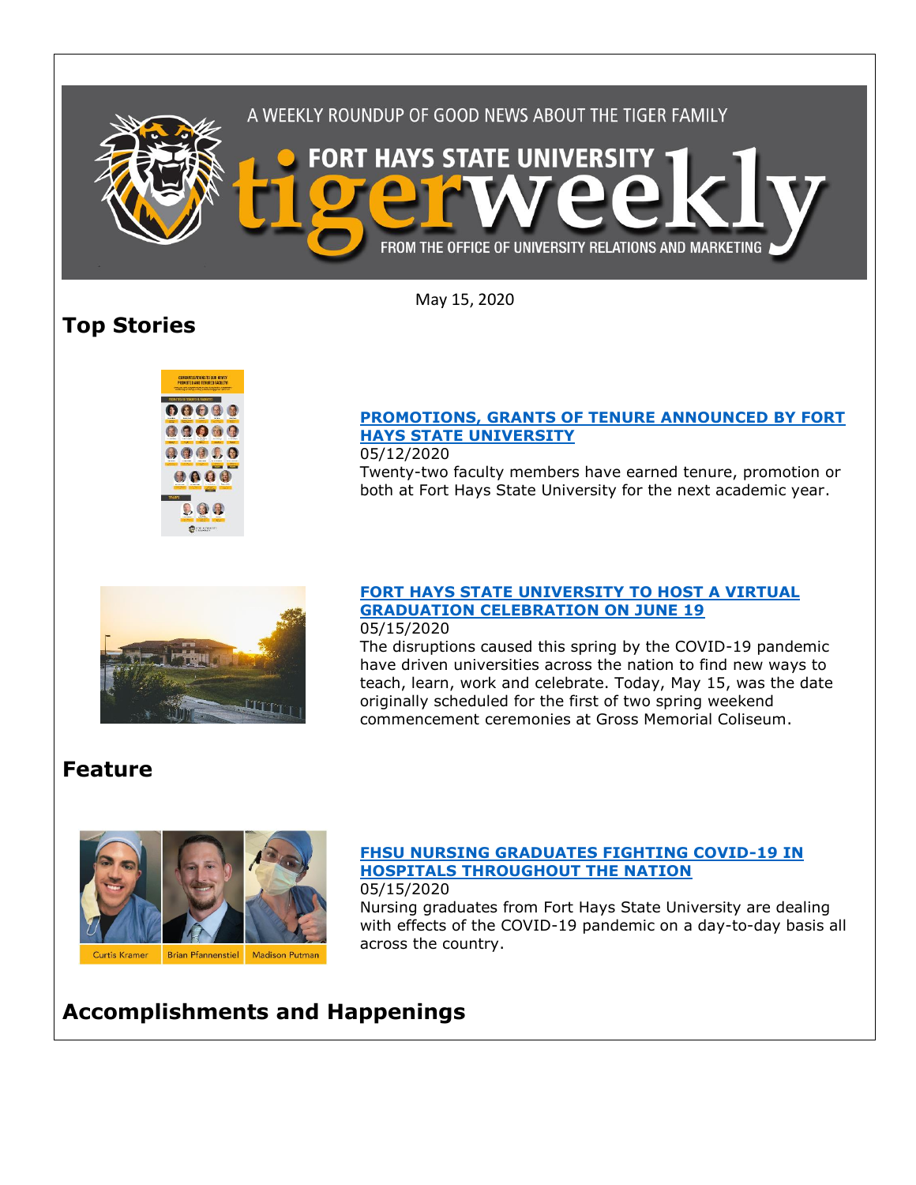A WEEKLY ROUNDUP OF GOOD NEWS ABOUT THE TIGER FAMILY

FORT HAYS STATE UNIVERSITY

# tigerweekly

FROM THE OFFICE OF UNIVERSITY RELATIONS AND MARKETING

May 15, 2020

## Top Stories

**[PROMOTIONS, GRANTS OF TENURE ANNOUNCED BY FORT HAYS STATE UNIVERSITY]**

05/12/2020

Twenty-two faculty members have earned tenure, promotion or both at Fort Hays State University for the next academic year.

**[FORT HAYS STATE UNIVERSITY TO HOST A VIRTUAL GRADUATION CELEBRATION ON JUNE 19]**

05/15/2020

The disruptions caused this spring by the COVID-19 pandemic have driven universities across the nation to find new ways to teach, learn, work and celebrate. Today, May 15, was the date originally scheduled for the first of two spring weekend commencement ceremonies at Gross Memorial Coliseum.

## Feature

Curtis Kramer | Brian Pfannenstiel | Madison Putman

**[FHSU NURSING GRADUATES FIGHTING COVID-19 IN HOSPITALS THROUGHOUT THE NATION]**

05/15/2020

Nursing graduates from Fort Hays State University are dealing with effects of the COVID-19 pandemic on a day-to-day basis all across the country.

## Accomplishments and Happenings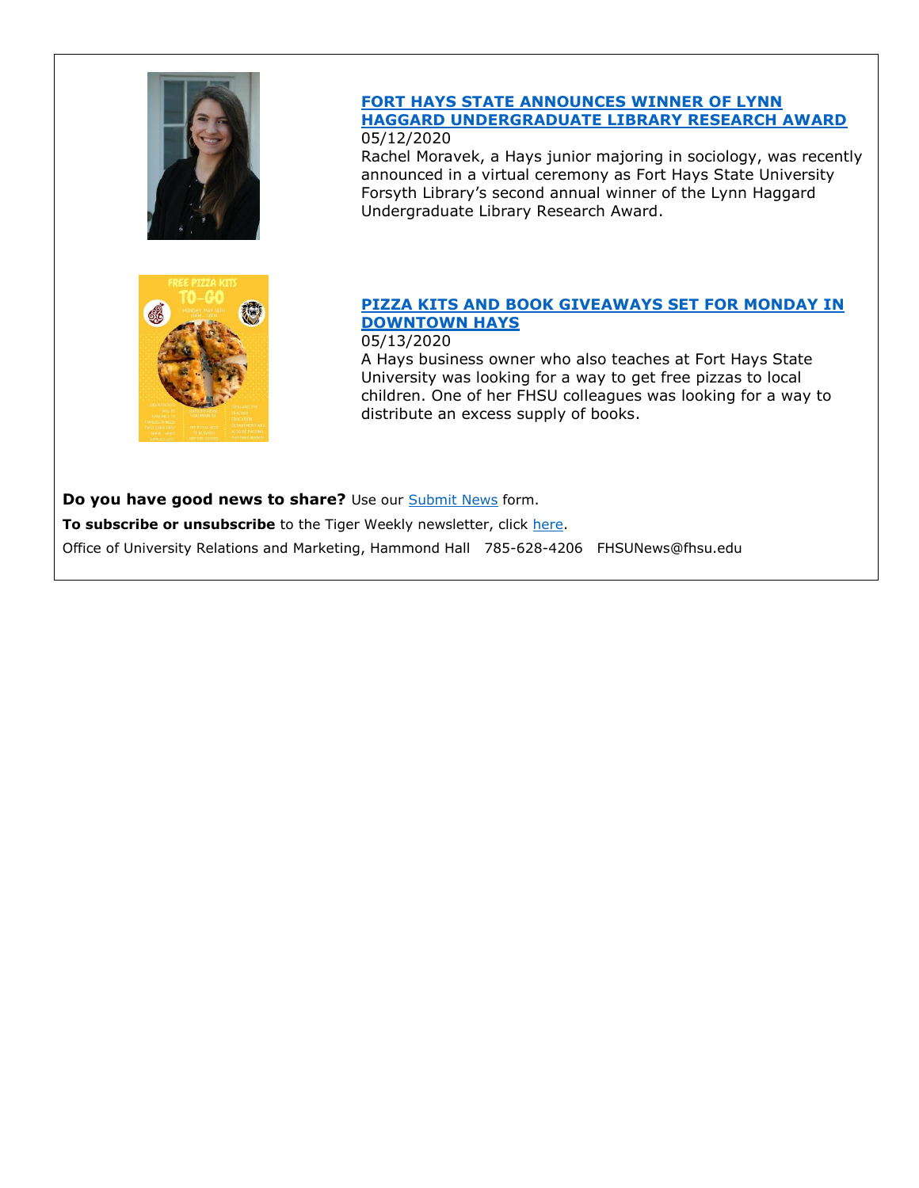### [FORT HAYS STATE ANNOUNCES WINNER OF LYNN HAGGARD UNDERGRADUATE LIBRARY RESEARCH AWARD]()

05/12/2020

Rachel Moravek, a Hays junior majoring in sociology, was recently announced in a virtual ceremony as Fort Hays State University Forsyth Library's second annual winner of the Lynn Haggard Undergraduate Library Research Award.

### [PIZZA KITS AND BOOK GIVEAWAYS SET FOR MONDAY IN DOWNTOWN HAYS]()

05/13/2020

A Hays business owner who also teaches at Fort Hays State University was looking for a way to get free pizzas to local children. One of her FHSU colleagues was looking for a way to distribute an excess supply of books.

**Do you have good news to share?** Use our [Submit News]() form.

**To subscribe or unsubscribe** to the Tiger Weekly newsletter, click [here]().

Office of University Relations and Marketing, Hammond Hall 785-628-4206 FHSUNews@fhsu.edu